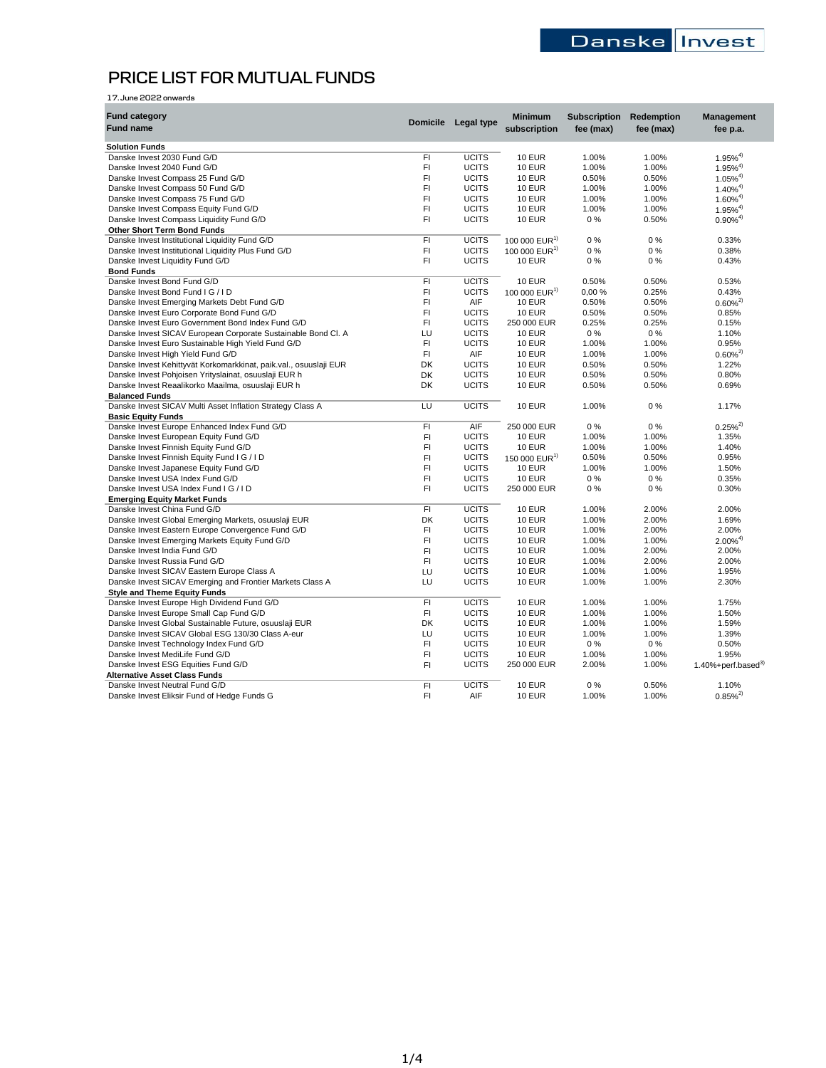# PRICE LIST FOR MUTUAL FUNDS

17. June 2022 onwards

| Fund category / Fund name | Domicile | Legal type | Minimum subscription | Subscription fee (max) | Redemption fee (max) | Management fee p.a. |
|---|---|---|---|---|---|---|
| **Solution Funds** | | | | | | |
| Danske Invest 2030 Fund G/D | FI | UCITS | 10 EUR | 1.00% | 1.00% | 1.95%[4] |
| Danske Invest 2040 Fund G/D | FI | UCITS | 10 EUR | 1.00% | 1.00% | 1.95%[4] |
| Danske Invest Compass 25 Fund G/D | FI | UCITS | 10 EUR | 0.50% | 0.50% | 1.05%[4] |
| Danske Invest Compass 50 Fund G/D | FI | UCITS | 10 EUR | 1.00% | 1.00% | 1.40%[4] |
| Danske Invest Compass 75 Fund G/D | FI | UCITS | 10 EUR | 1.00% | 1.00% | 1.60%[4] |
| Danske Invest Compass Equity Fund G/D | FI | UCITS | 10 EUR | 1.00% | 1.00% | 1.95%[4] |
| Danske Invest Compass Liquidity Fund G/D | FI | UCITS | 10 EUR | 0 % | 0.50% | 0.90%[4] |
| **Other Short Term Bond Funds** | | | | | | |
| Danske Invest Institutional Liquidity Fund G/D | FI | UCITS | 100 000 EUR[1] | 0 % | 0 % | 0.33% |
| Danske Invest Institutional Liquidity Plus Fund G/D | FI | UCITS | 100 000 EUR[1] | 0 % | 0 % | 0.38% |
| Danske Invest Liquidity Fund G/D | FI | UCITS | 10 EUR | 0 % | 0 % | 0.43% |
| **Bond Funds** | | | | | | |
| Danske Invest Bond Fund G/D | FI | UCITS | 10 EUR | 0.50% | 0.50% | 0.53% |
| Danske Invest Bond Fund I G / I D | FI | UCITS | 100 000 EUR[1] | 0,00 % | 0.25% | 0.43% |
| Danske Invest Emerging Markets Debt Fund G/D | FI | AIF | 10 EUR | 0.50% | 0.50% | 0.60%[2] |
| Danske Invest Euro Corporate Bond Fund G/D | FI | UCITS | 10 EUR | 0.50% | 0.50% | 0.85% |
| Danske Invest Euro Government Bond Index Fund G/D | FI | UCITS | 250 000 EUR | 0.25% | 0.25% | 0.15% |
| Danske Invest SICAV European Corporate Sustainable Bond Cl. A | LU | UCITS | 10 EUR | 0 % | 0 % | 1.10% |
| Danske Invest Euro Sustainable High Yield Fund G/D | FI | UCITS | 10 EUR | 1.00% | 1.00% | 0.95% |
| Danske Invest High Yield Fund G/D | FI | AIF | 10 EUR | 1.00% | 1.00% | 0.60%[2] |
| Danske Invest Kehittyvät Korkomarkkinat, paik.val., osuuslaji EUR | DK | UCITS | 10 EUR | 0.50% | 0.50% | 1.22% |
| Danske Invest Pohjoisen Yrityslainat, osuuslaji EUR h | DK | UCITS | 10 EUR | 0.50% | 0.50% | 0.80% |
| Danske Invest Reaalikorko Maailma, osuuslaji EUR h | DK | UCITS | 10 EUR | 0.50% | 0.50% | 0.69% |
| **Balanced Funds** | | | | | | |
| Danske Invest SICAV Multi Asset Inflation Strategy Class A | LU | UCITS | 10 EUR | 1.00% | 0 % | 1.17% |
| **Basic Equity Funds** | | | | | | |
| Danske Invest Europe Enhanced Index Fund G/D | FI | AIF | 250 000 EUR | 0 % | 0 % | 0.25%[2] |
| Danske Invest European Equity Fund G/D | FI | UCITS | 10 EUR | 1.00% | 1.00% | 1.35% |
| Danske Invest Finnish Equity Fund G/D | FI | UCITS | 10 EUR | 1.00% | 1.00% | 1.40% |
| Danske Invest Finnish Equity Fund I G / I D | FI | UCITS | 150 000 EUR[1] | 0.50% | 0.50% | 0.95% |
| Danske Invest Japanese Equity Fund G/D | FI | UCITS | 10 EUR | 1.00% | 1.00% | 1.50% |
| Danske Invest USA Index Fund G/D | FI | UCITS | 10 EUR | 0 % | 0 % | 0.35% |
| Danske Invest USA Index Fund I G / I D | FI | UCITS | 250 000 EUR | 0 % | 0 % | 0.30% |
| **Emerging Equity Market Funds** | | | | | | |
| Danske Invest China Fund G/D | FI | UCITS | 10 EUR | 1.00% | 2.00% | 2.00% |
| Danske Invest Global Emerging Markets, osuuslaji EUR | DK | UCITS | 10 EUR | 1.00% | 2.00% | 1.69% |
| Danske Invest Eastern Europe Convergence Fund G/D | FI | UCITS | 10 EUR | 1.00% | 2.00% | 2.00% |
| Danske Invest Emerging Markets Equity Fund G/D | FI | UCITS | 10 EUR | 1.00% | 1.00% | 2.00%[4] |
| Danske Invest India Fund G/D | FI | UCITS | 10 EUR | 1.00% | 2.00% | 2.00% |
| Danske Invest Russia Fund G/D | FI | UCITS | 10 EUR | 1.00% | 2.00% | 2.00% |
| Danske Invest SICAV Eastern Europe Class A | LU | UCITS | 10 EUR | 1.00% | 1.00% | 1.95% |
| Danske Invest SICAV Emerging and Frontier Markets Class A | LU | UCITS | 10 EUR | 1.00% | 1.00% | 2.30% |
| **Style and Theme Equity Funds** | | | | | | |
| Danske Invest Europe High Dividend Fund G/D | FI | UCITS | 10 EUR | 1.00% | 1.00% | 1.75% |
| Danske Invest Europe Small Cap Fund G/D | FI | UCITS | 10 EUR | 1.00% | 1.00% | 1.50% |
| Danske Invest Global Sustainable Future, osuuslaji EUR | DK | UCITS | 10 EUR | 1.00% | 1.00% | 1.59% |
| Danske Invest SICAV Global ESG 130/30 Class A-eur | LU | UCITS | 10 EUR | 1.00% | 1.00% | 1.39% |
| Danske Invest Technology Index Fund G/D | FI | UCITS | 10 EUR | 0 % | 0 % | 0.50% |
| Danske Invest MediLife Fund G/D | FI | UCITS | 10 EUR | 1.00% | 1.00% | 1.95% |
| Danske Invest ESG Equities Fund G/D | FI | UCITS | 250 000 EUR | 2.00% | 1.00% | 1.40%+perf.based[3] |
| **Alternative Asset Class Funds** | | | | | | |
| Danske Invest Neutral Fund G/D | FI | UCITS | 10 EUR | 0 % | 0.50% | 1.10% |
| Danske Invest Eliksir Fund of Hedge Funds G | FI | AIF | 10 EUR | 1.00% | 1.00% | 0.85%[2] |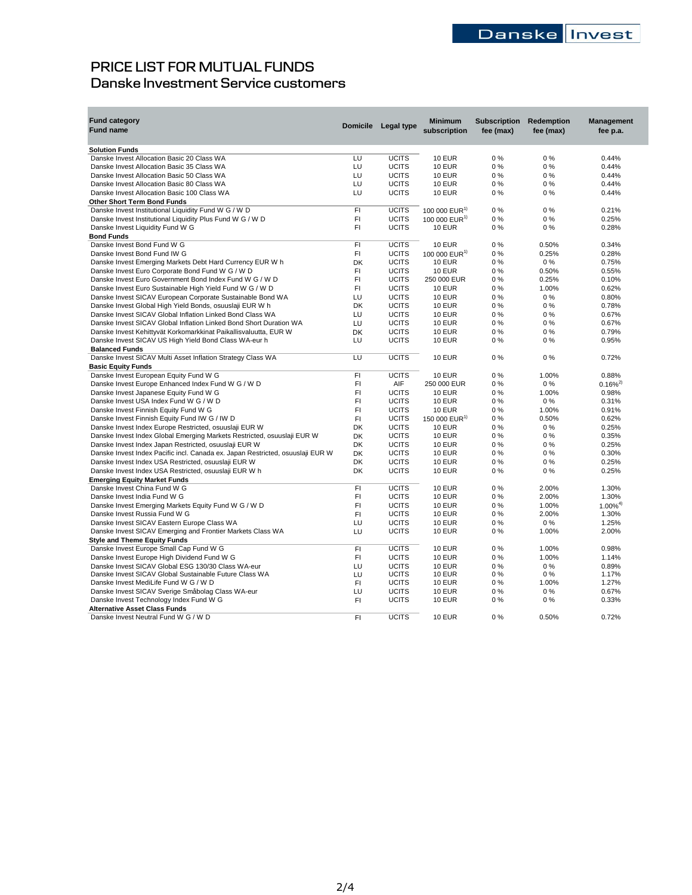# PRICE LIST FOR MUTUAL FUNDS
## Danske Investment Service customers

| Fund category / Fund name | Domicile | Legal type | Minimum subscription | Subscription fee (max) | Redemption fee (max) | Management fee p.a. |
|---|---|---|---|---|---|---|
| **Solution Funds** | | | | | | |
| Danske Invest Allocation Basic 20 Class WA | LU | UCITS | 10 EUR | 0 % | 0 % | 0.44% |
| Danske Invest Allocation Basic 35 Class WA | LU | UCITS | 10 EUR | 0 % | 0 % | 0.44% |
| Danske Invest Allocation Basic 50 Class WA | LU | UCITS | 10 EUR | 0 % | 0 % | 0.44% |
| Danske Invest Allocation Basic 80 Class WA | LU | UCITS | 10 EUR | 0 % | 0 % | 0.44% |
| Danske Invest Allocation Basic 100 Class WA | LU | UCITS | 10 EUR | 0 % | 0 % | 0.44% |
| **Other Short Term Bond Funds** | | | | | | |
| Danske Invest Institutional Liquidity Fund W G / W D | FI | UCITS | 100 000 EUR[1)] | 0 % | 0 % | 0.21% |
| Danske Invest Institutional Liquidity Plus Fund W G / W D | FI | UCITS | 100 000 EUR[1)] | 0 % | 0 % | 0.25% |
| Danske Invest Liquidity Fund W G | FI | UCITS | 10 EUR | 0 % | 0 % | 0.28% |
| **Bond Funds** | | | | | | |
| Danske Invest Bond Fund W G | FI | UCITS | 10 EUR | 0 % | 0.50% | 0.34% |
| Danske Invest Bond Fund IW G | FI | UCITS | 100 000 EUR[1)] | 0 % | 0.25% | 0.28% |
| Danske Invest Emerging Markets Debt Hard Currency EUR W h | DK | UCITS | 10 EUR | 0 % | 0 % | 0.75% |
| Danske Invest Euro Corporate Bond Fund W G / W D | FI | UCITS | 10 EUR | 0 % | 0.50% | 0.55% |
| Danske Invest Euro Government Bond Index Fund W G / W D | FI | UCITS | 250 000 EUR | 0 % | 0.25% | 0.10% |
| Danske Invest Euro Sustainable High Yield Fund W G / W D | FI | UCITS | 10 EUR | 0 % | 1.00% | 0.62% |
| Danske Invest SICAV European Corporate Sustainable Bond WA | LU | UCITS | 10 EUR | 0 % | 0 % | 0.80% |
| Danske Invest Global High Yield Bonds, osuuslaji EUR W h | DK | UCITS | 10 EUR | 0 % | 0 % | 0.78% |
| Danske Invest SICAV Global Inflation Linked Bond Class WA | LU | UCITS | 10 EUR | 0 % | 0 % | 0.67% |
| Danske Invest SICAV Global Inflation Linked Bond Short Duration WA | LU | UCITS | 10 EUR | 0 % | 0 % | 0.67% |
| Danske Invest Kehittyvät Korkomarkkinat Paikallisvaluutta, EUR W | DK | UCITS | 10 EUR | 0 % | 0 % | 0.79% |
| Danske Invest SICAV US High Yield Bond Class WA-eur h | LU | UCITS | 10 EUR | 0 % | 0 % | 0.95% |
| **Balanced Funds** | | | | | | |
| Danske Invest SICAV Multi Asset Inflation Strategy Class WA | LU | UCITS | 10 EUR | 0 % | 0 % | 0.72% |
| **Basic Equity Funds** | | | | | | |
| Danske Invest European Equity Fund W G | FI | UCITS | 10 EUR | 0 % | 1.00% | 0.88% |
| Danske Invest Europe Enhanced Index Fund W G / W D | FI | AIF | 250 000 EUR | 0 % | 0 % | 0.16%[2)] |
| Danske Invest Japanese Equity Fund W G | FI | UCITS | 10 EUR | 0 % | 1.00% | 0.98% |
| Danske Invest USA Index Fund W G / W D | FI | UCITS | 10 EUR | 0 % | 0 % | 0.31% |
| Danske Invest Finnish Equity Fund W G | FI | UCITS | 10 EUR | 0 % | 1.00% | 0.91% |
| Danske Invest Finnish Equity Fund IW G / IW D | FI | UCITS | 150 000 EUR[1)] | 0 % | 0.50% | 0.62% |
| Danske Invest Index Europe Restricted, osuuslaji EUR W | DK | UCITS | 10 EUR | 0 % | 0 % | 0.25% |
| Danske Invest Index Global Emerging Markets Restricted, osuuslaji EUR W | DK | UCITS | 10 EUR | 0 % | 0 % | 0.35% |
| Danske Invest Index Japan Restricted, osuuslaji EUR W | DK | UCITS | 10 EUR | 0 % | 0 % | 0.25% |
| Danske Invest Index Pacific incl. Canada ex. Japan Restricted, osuuslaji EUR W | DK | UCITS | 10 EUR | 0 % | 0 % | 0.30% |
| Danske Invest Index USA Restricted, osuuslaji EUR W | DK | UCITS | 10 EUR | 0 % | 0 % | 0.25% |
| Danske Invest Index USA Restricted, osuuslaji EUR W h | DK | UCITS | 10 EUR | 0 % | 0 % | 0.25% |
| **Emerging Equity Market Funds** | | | | | | |
| Danske Invest China Fund W G | FI | UCITS | 10 EUR | 0 % | 2.00% | 1.30% |
| Danske Invest India Fund W G | FI | UCITS | 10 EUR | 0 % | 2.00% | 1.30% |
| Danske Invest Emerging Markets Equity Fund W G / W D | FI | UCITS | 10 EUR | 0 % | 1.00% | 1.00%[4)] |
| Danske Invest Russia Fund W G | FI | UCITS | 10 EUR | 0 % | 2.00% | 1.30% |
| Danske Invest SICAV Eastern Europe Class WA | LU | UCITS | 10 EUR | 0 % | 0 % | 1.25% |
| Danske Invest SICAV Emerging and Frontier Markets Class WA | LU | UCITS | 10 EUR | 0 % | 1.00% | 2.00% |
| **Style and Theme Equity Funds** | | | | | | |
| Danske Invest Europe Small Cap Fund W G | FI | UCITS | 10 EUR | 0 % | 1.00% | 0.98% |
| Danske Invest Europe High Dividend Fund W G | FI | UCITS | 10 EUR | 0 % | 1.00% | 1.14% |
| Danske Invest SICAV Global ESG 130/30 Class WA-eur | LU | UCITS | 10 EUR | 0 % | 0 % | 0.89% |
| Danske Invest SICAV Global Sustainable Future Class WA | LU | UCITS | 10 EUR | 0 % | 0 % | 1.17% |
| Danske Invest MediLife Fund W G / W D | FI | UCITS | 10 EUR | 0 % | 1.00% | 1.27% |
| Danske Invest SICAV Sverige Småbolag Class WA-eur | LU | UCITS | 10 EUR | 0 % | 0 % | 0.67% |
| Danske Invest Technology Index Fund W G | FI | UCITS | 10 EUR | 0 % | 0 % | 0.33% |
| **Alternative Asset Class Funds** | | | | | | |
| Danske Invest Neutral Fund W G / W D | FI | UCITS | 10 EUR | 0 % | 0.50% | 0.72% |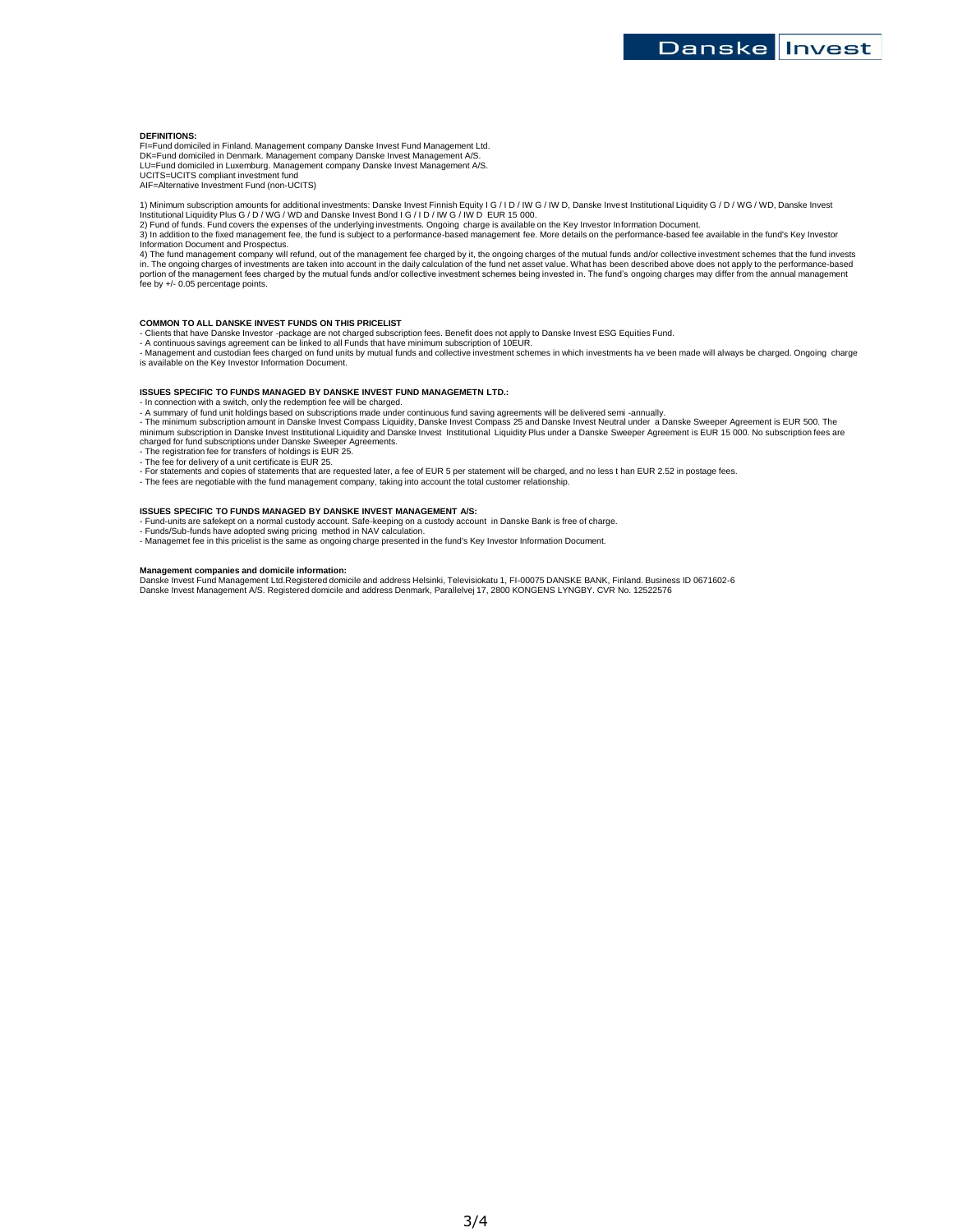**DEFINITIONS:**

FI=Fund domiciled in Finland. Management company Danske Invest Fund Management Ltd.
DK=Fund domiciled in Denmark. Management company Danske Invest Management A/S.
LU=Fund domiciled in Luxemburg. Management company Danske Invest Management A/S.
UCITS=UCITS compliant investment fund
AIF=Alternative Investment Fund (non-UCITS)

1) Minimum subscription amounts for additional investments: Danske Invest Finnish Equity I G / I D / IW G / IW D, Danske Invest Institutional Liquidity G / D / WG / WD, Danske Invest Institutional Liquidity Plus G / D / WG / WD and Danske Invest Bond I G / I D / IW G / IW D EUR 15 000.
2) Fund of funds. Fund covers the expenses of the underlying investments. Ongoing charge is available on the Key Investor Information Document.
3) In addition to the fixed management fee, the fund is subject to a performance-based management fee. More details on the performance-based fee available in the fund's Key Investor Information Document and Prospectus.
4) The fund management company will refund, out of the management fee charged by it, the ongoing charges of the mutual funds and/or collective investment schemes that the fund invests in. The ongoing charges of investments are taken into account in the daily calculation of the fund net asset value. What has been described above does not apply to the performance-based portion of the management fees charged by the mutual funds and/or collective investment schemes being invested in. The fund's ongoing charges may differ from the annual management fee by +/- 0.05 percentage points.

**COMMON TO ALL DANSKE INVEST FUNDS ON THIS PRICELIST**

- Clients that have Danske Investor -package are not charged subscription fees. Benefit does not apply to Danske Invest ESG Equities Fund.
- A continuous savings agreement can be linked to all Funds that have minimum subscription of 10EUR.
- Management and custodian fees charged on fund units by mutual funds and collective investment schemes in which investments ha ve been made will always be charged. Ongoing charge is available on the Key Investor Information Document.

**ISSUES SPECIFIC TO FUNDS MANAGED BY DANSKE INVEST FUND MANAGEMETN LTD.:**

- In connection with a switch, only the redemption fee will be charged.
- A summary of fund unit holdings based on subscriptions made under continuous fund saving agreements will be delivered semi -annually.
- The minimum subscription amount in Danske Invest Compass Liquidity, Danske Invest Compass 25 and Danske Invest Neutral under a Danske Sweeper Agreement is EUR 500. The minimum subscription in Danske Invest Institutional Liquidity and Danske Invest Institutional Liquidity Plus under a Danske Sweeper Agreement is EUR 15 000. No subscription fees are charged for fund subscriptions under Danske Sweeper Agreements.
- The registration fee for transfers of holdings is EUR 25.
- The fee for delivery of a unit certificate is EUR 25.
- For statements and copies of statements that are requested later, a fee of EUR 5 per statement will be charged, and no less t han EUR 2.52 in postage fees.
- The fees are negotiable with the fund management company, taking into account the total customer relationship.

**ISSUES SPECIFIC TO FUNDS MANAGED BY DANSKE INVEST MANAGEMENT A/S:**

- Fund-units are safekept on a normal custody account. Safe-keeping on a custody account in Danske Bank is free of charge.
- Funds/Sub-funds have adopted swing pricing method in NAV calculation.
- Managemet fee in this pricelist is the same as ongoing charge presented in the fund's Key Investor Information Document.

**Management companies and domicile information:**

Danske Invest Fund Management Ltd.Registered domicile and address Helsinki, Televisiokatu 1, FI-00075 DANSKE BANK, Finland. Business ID 0671602-6
Danske Invest Management A/S. Registered domicile and address Denmark, Parallelvej 17, 2800 KONGENS LYNGBY. CVR No. 12522576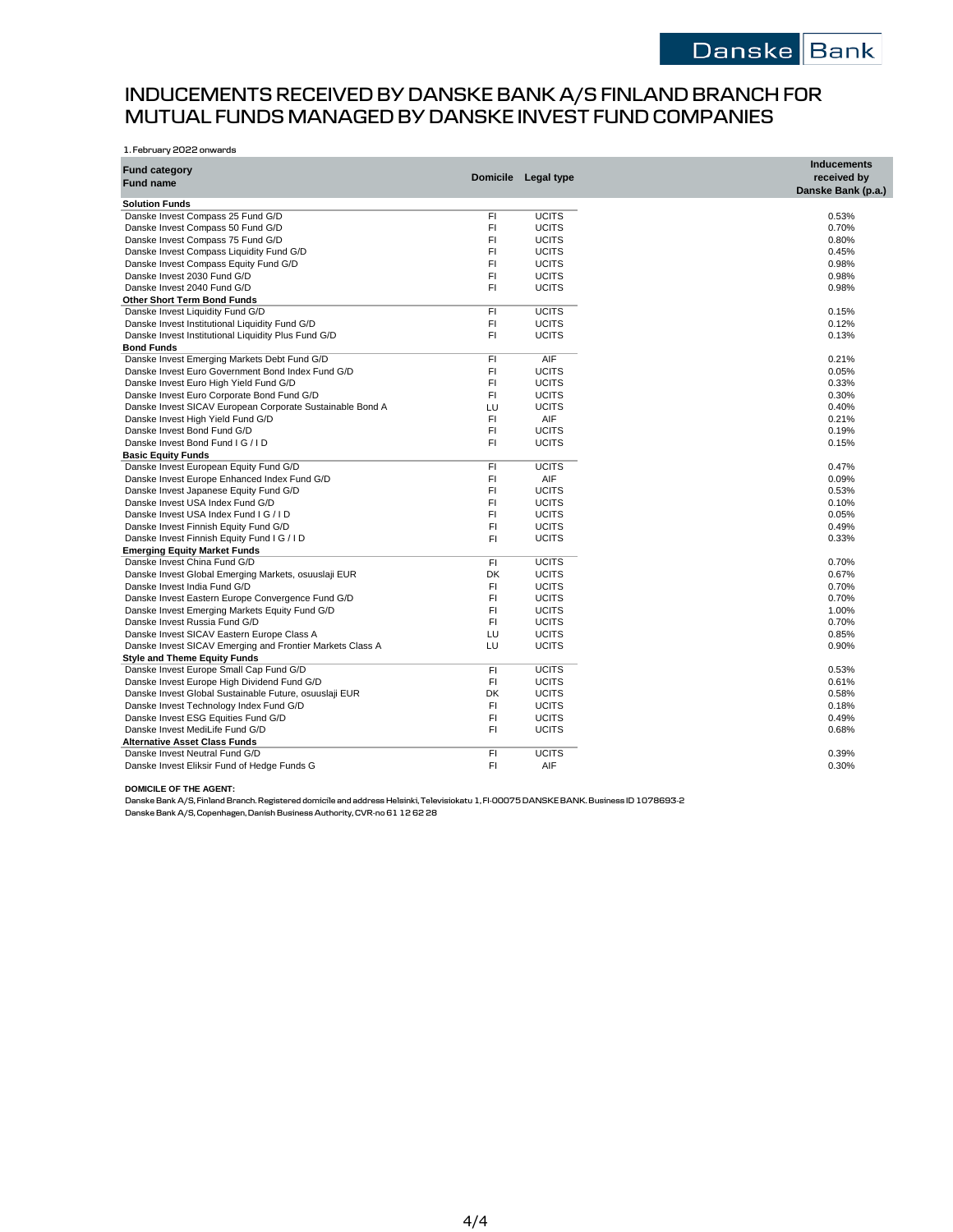# INDUCEMENTS RECEIVED BY DANSKE BANK A/S FINLAND BRANCH FOR MUTUAL FUNDS MANAGED BY DANSKE INVEST FUND COMPANIES

1. February 2022 onwards

| Fund category<br>Fund name | Domicile | Legal type | Inducements received by Danske Bank (p.a.) |
|---|---|---|---|
| **Solution Funds** | | | |
| Danske Invest Compass 25 Fund G/D | FI | UCITS | 0.53% |
| Danske Invest Compass 50 Fund G/D | FI | UCITS | 0.70% |
| Danske Invest Compass 75 Fund G/D | FI | UCITS | 0.80% |
| Danske Invest Compass Liquidity Fund G/D | FI | UCITS | 0.45% |
| Danske Invest Compass Equity Fund G/D | FI | UCITS | 0.98% |
| Danske Invest 2030 Fund G/D | FI | UCITS | 0.98% |
| Danske Invest 2040 Fund G/D | FI | UCITS | 0.98% |
| **Other Short Term Bond Funds** | | | |
| Danske Invest Liquidity Fund G/D | FI | UCITS | 0.15% |
| Danske Invest Institutional Liquidity Fund G/D | FI | UCITS | 0.12% |
| Danske Invest Institutional Liquidity Plus Fund G/D | FI | UCITS | 0.13% |
| **Bond Funds** | | | |
| Danske Invest Emerging Markets Debt Fund G/D | FI | AIF | 0.21% |
| Danske Invest Euro Government Bond Index Fund G/D | FI | UCITS | 0.05% |
| Danske Invest Euro High Yield Fund G/D | FI | UCITS | 0.33% |
| Danske Invest Euro Corporate Bond Fund G/D | FI | UCITS | 0.30% |
| Danske Invest SICAV European Corporate Sustainable Bond A | LU | UCITS | 0.40% |
| Danske Invest High Yield Fund G/D | FI | AIF | 0.21% |
| Danske Invest Bond Fund G/D | FI | UCITS | 0.19% |
| Danske Invest Bond Fund I G / I D | FI | UCITS | 0.15% |
| **Basic Equity Funds** | | | |
| Danske Invest European Equity Fund G/D | FI | UCITS | 0.47% |
| Danske Invest Europe Enhanced Index Fund G/D | FI | AIF | 0.09% |
| Danske Invest Japanese Equity Fund G/D | FI | UCITS | 0.53% |
| Danske Invest USA Index Fund G/D | FI | UCITS | 0.10% |
| Danske Invest USA Index Fund I G / I D | FI | UCITS | 0.05% |
| Danske Invest Finnish Equity Fund G/D | FI | UCITS | 0.49% |
| Danske Invest Finnish Equity Fund I G / I D | FI | UCITS | 0.33% |
| **Emerging Equity Market Funds** | | | |
| Danske Invest China Fund G/D | FI | UCITS | 0.70% |
| Danske Invest Global Emerging Markets, osuuslaji EUR | DK | UCITS | 0.67% |
| Danske Invest India Fund G/D | FI | UCITS | 0.70% |
| Danske Invest Eastern Europe Convergence Fund G/D | FI | UCITS | 0.70% |
| Danske Invest Emerging Markets Equity Fund G/D | FI | UCITS | 1.00% |
| Danske Invest Russia Fund G/D | FI | UCITS | 0.70% |
| Danske Invest SICAV Eastern Europe Class A | LU | UCITS | 0.85% |
| Danske Invest SICAV Emerging and Frontier Markets Class A | LU | UCITS | 0.90% |
| **Style and Theme Equity Funds** | | | |
| Danske Invest Europe Small Cap Fund G/D | FI | UCITS | 0.53% |
| Danske Invest Europe High Dividend Fund G/D | FI | UCITS | 0.61% |
| Danske Invest Global Sustainable Future, osuuslaji EUR | DK | UCITS | 0.58% |
| Danske Invest Technology Index Fund G/D | FI | UCITS | 0.18% |
| Danske Invest ESG Equities Fund G/D | FI | UCITS | 0.49% |
| Danske Invest MediLife Fund G/D | FI | UCITS | 0.68% |
| **Alternative Asset Class Funds** | | | |
| Danske Invest Neutral Fund G/D | FI | UCITS | 0.39% |
| Danske Invest Eliksir Fund of Hedge Funds G | FI | AIF | 0.30% |

**DOMICILE OF THE AGENT:**

Danske Bank A/S, Finland Branch. Registered domicile and address Helsinki, Televisiokatu 1, FI-00075 DANSKE BANK. Business ID 1078693-2

Danske Bank A/S, Copenhagen, Danish Business Authority, CVR-no 61 12 62 28